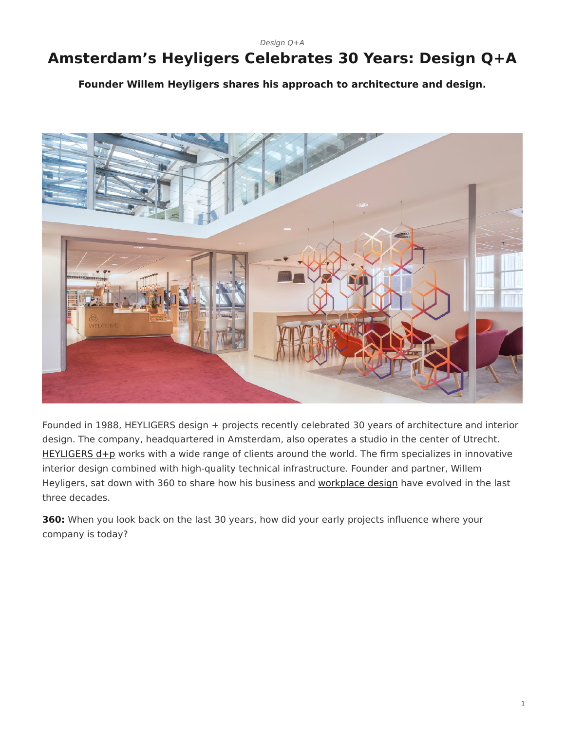*Design Q+A*

# Amsterdam's Heyligers Celebrates 30 Years: Design Q+A

**Founder Willem Heyligers shares his approach to architecture and design.**

Founded in 1988, HEYLIGERS design + projects recently celebrated 30 years of architecture and interior design. The company, headquartered in Amsterdam, also operates a studio in the center of Utrecht. HEYLIGERS d+p works with a wide range of clients around the world. The firm specializes in innovative interior design combined with high-quality technical infrastructure. Founder and partner, Willem Heyligers, sat down with 360 to share how his business and workplace design have evolved in the last three decades.

**360:** When you look back on the last 30 years, how did your early projects influence where your company is today?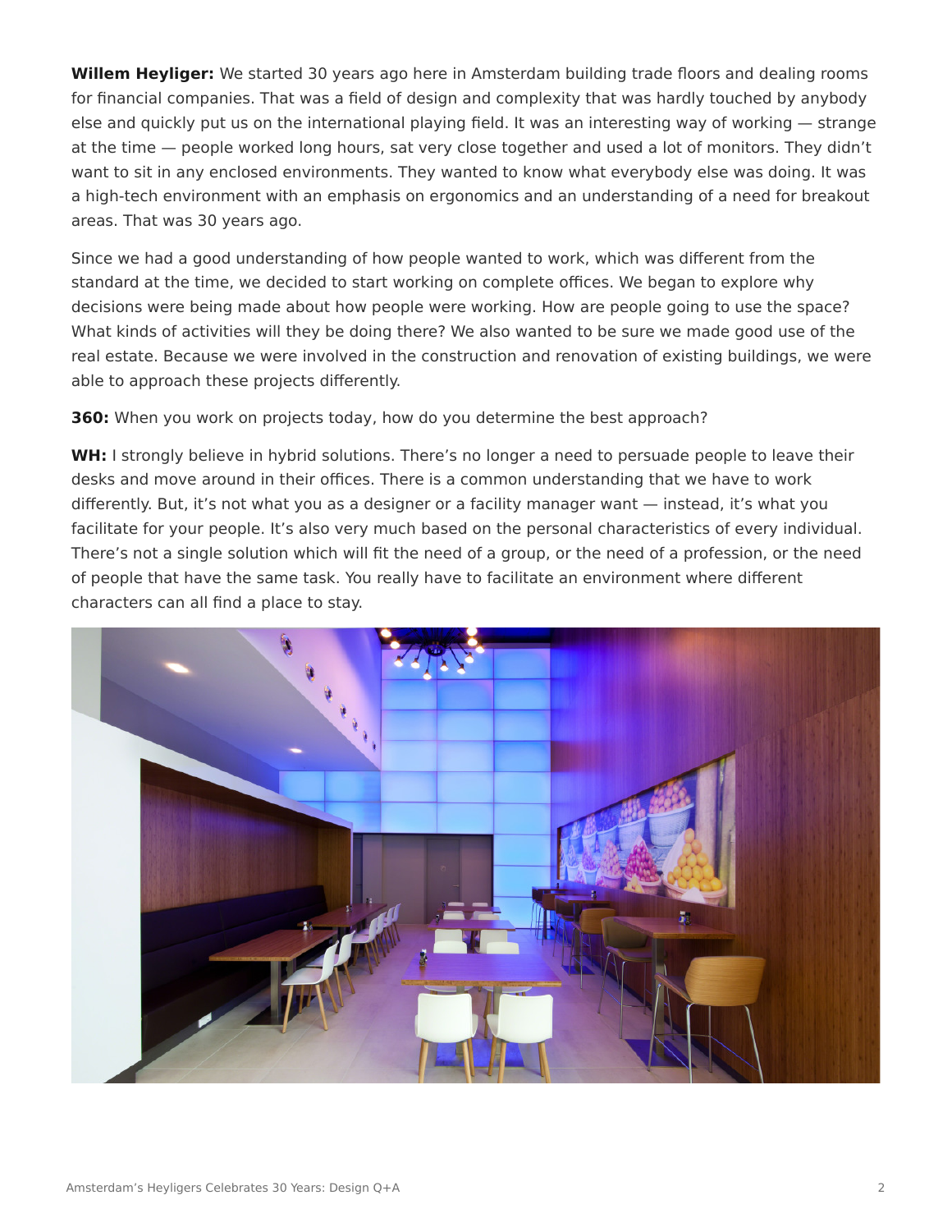**Willem Heyliger:** We started 30 years ago here in Amsterdam building trade floors and dealing rooms for financial companies. That was a field of design and complexity that was hardly touched by anybody else and quickly put us on the international playing field. It was an interesting way of working — strange at the time — people worked long hours, sat very close together and used a lot of monitors. They didn't want to sit in any enclosed environments. They wanted to know what everybody else was doing. It was a high-tech environment with an emphasis on ergonomics and an understanding of a need for breakout areas. That was 30 years ago.

Since we had a good understanding of how people wanted to work, which was different from the standard at the time, we decided to start working on complete offices. We began to explore why decisions were being made about how people were working. How are people going to use the space? What kinds of activities will they be doing there? We also wanted to be sure we made good use of the real estate. Because we were involved in the construction and renovation of existing buildings, we were able to approach these projects differently.

**360:** When you work on projects today, how do you determine the best approach?

**WH:** I strongly believe in hybrid solutions. There's no longer a need to persuade people to leave their desks and move around in their offices. There is a common understanding that we have to work differently. But, it's not what you as a designer or a facility manager want — instead, it's what you facilitate for your people. It's also very much based on the personal characteristics of every individual. There's not a single solution which will fit the need of a group, or the need of a profession, or the need of people that have the same task. You really have to facilitate an environment where different characters can all find a place to stay.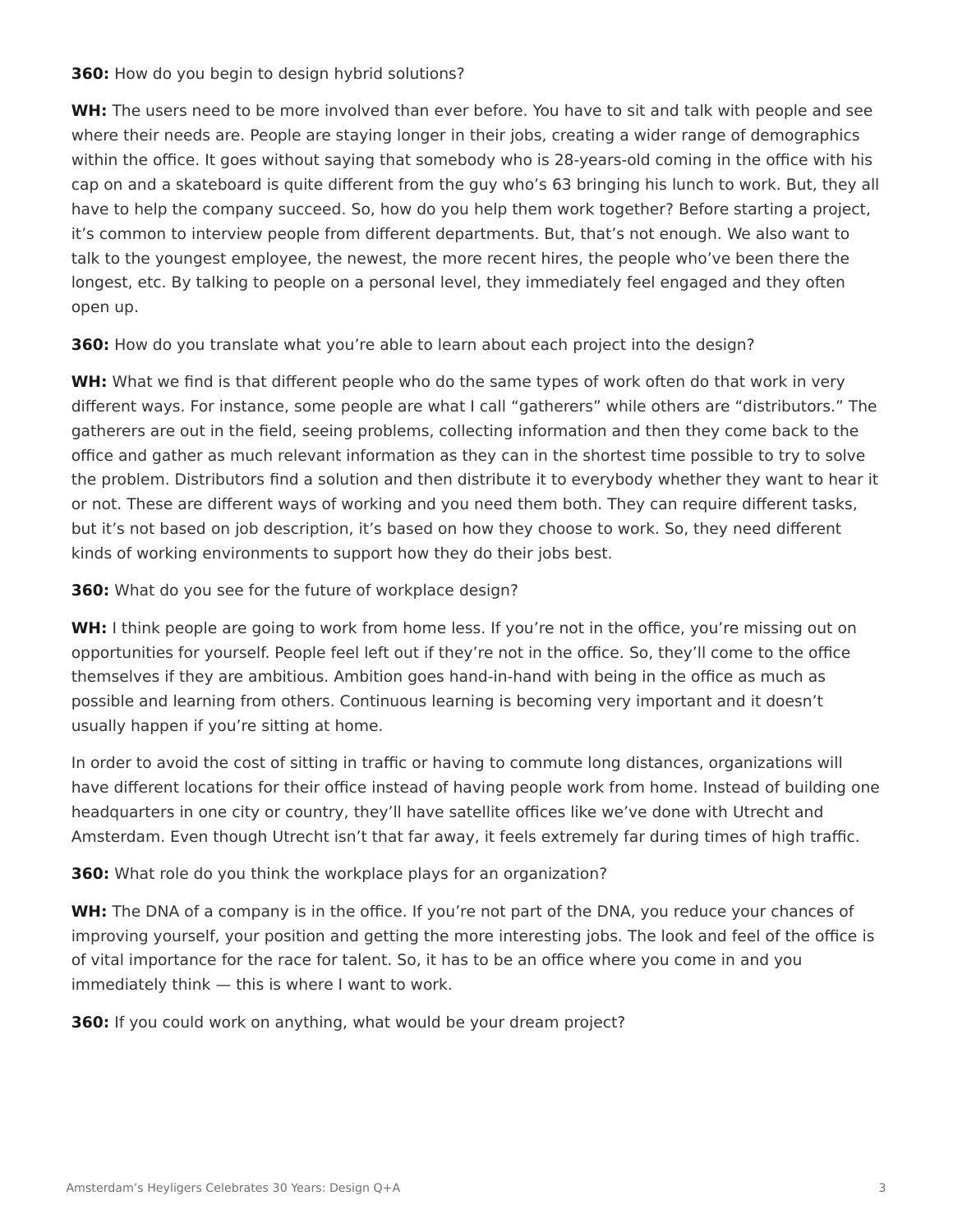**360:** How do you begin to design hybrid solutions?

**WH:** The users need to be more involved than ever before. You have to sit and talk with people and see where their needs are. People are staying longer in their jobs, creating a wider range of demographics within the office. It goes without saying that somebody who is 28-years-old coming in the office with his cap on and a skateboard is quite different from the guy who's 63 bringing his lunch to work. But, they all have to help the company succeed. So, how do you help them work together? Before starting a project, it's common to interview people from different departments. But, that's not enough. We also want to talk to the youngest employee, the newest, the more recent hires, the people who've been there the longest, etc. By talking to people on a personal level, they immediately feel engaged and they often open up.

**360:** How do you translate what you're able to learn about each project into the design?

**WH:** What we find is that different people who do the same types of work often do that work in very different ways. For instance, some people are what I call "gatherers" while others are "distributors." The gatherers are out in the field, seeing problems, collecting information and then they come back to the office and gather as much relevant information as they can in the shortest time possible to try to solve the problem. Distributors find a solution and then distribute it to everybody whether they want to hear it or not. These are different ways of working and you need them both. They can require different tasks, but it's not based on job description, it's based on how they choose to work. So, they need different kinds of working environments to support how they do their jobs best.

**360:** What do you see for the future of workplace design?

**WH:** I think people are going to work from home less. If you're not in the office, you're missing out on opportunities for yourself. People feel left out if they're not in the office. So, they'll come to the office themselves if they are ambitious. Ambition goes hand-in-hand with being in the office as much as possible and learning from others. Continuous learning is becoming very important and it doesn't usually happen if you're sitting at home.

In order to avoid the cost of sitting in traffic or having to commute long distances, organizations will have different locations for their office instead of having people work from home. Instead of building one headquarters in one city or country, they'll have satellite offices like we've done with Utrecht and Amsterdam. Even though Utrecht isn't that far away, it feels extremely far during times of high traffic.

**360:** What role do you think the workplace plays for an organization?

**WH:** The DNA of a company is in the office. If you're not part of the DNA, you reduce your chances of improving yourself, your position and getting the more interesting jobs. The look and feel of the office is of vital importance for the race for talent. So, it has to be an office where you come in and you immediately think — this is where I want to work.

**360:** If you could work on anything, what would be your dream project?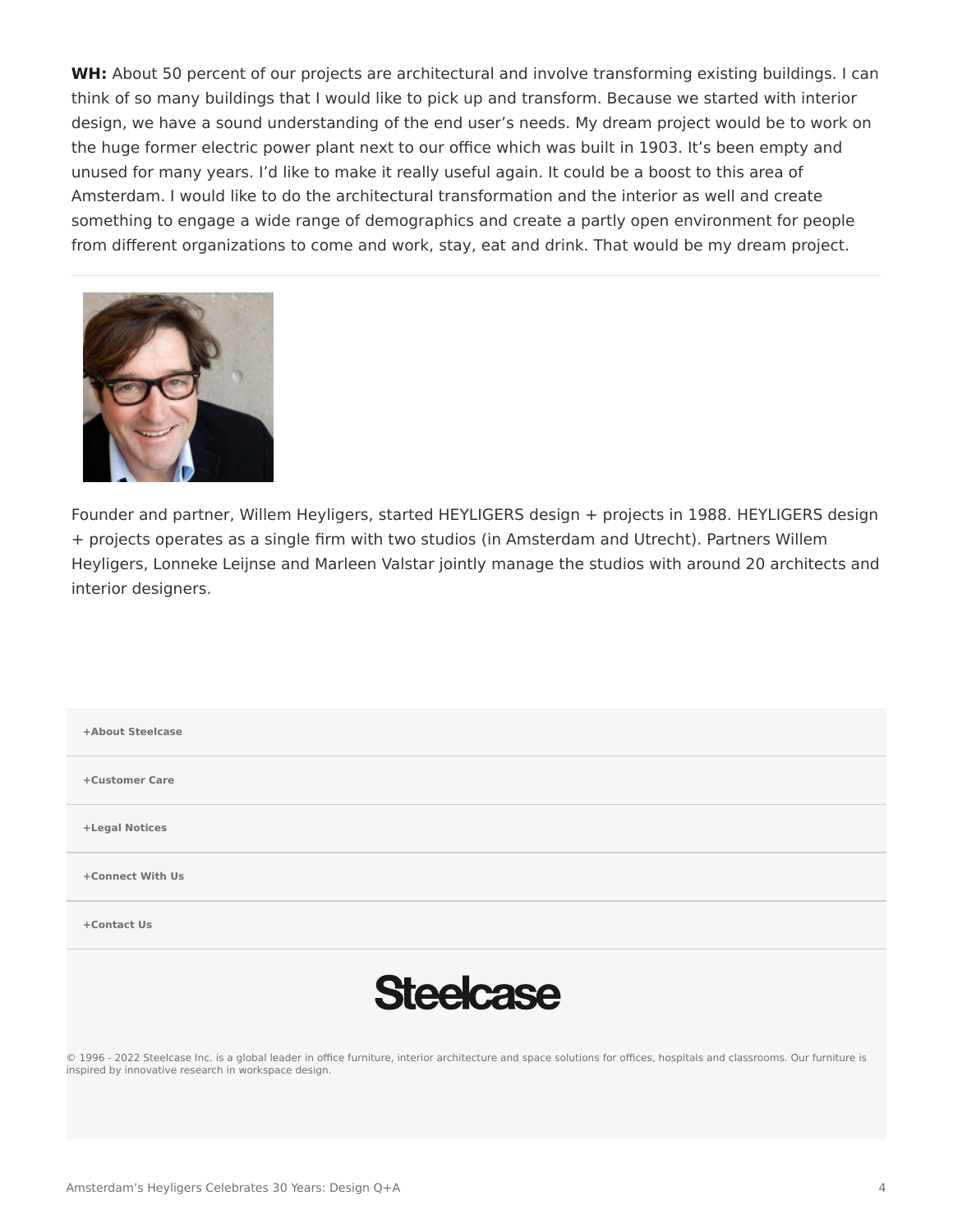**WH:** About 50 percent of our projects are architectural and involve transforming existing buildings. I can think of so many buildings that I would like to pick up and transform. Because we started with interior design, we have a sound understanding of the end user's needs. My dream project would be to work on the huge former electric power plant next to our office which was built in 1903. It's been empty and unused for many years. I'd like to make it really useful again. It could be a boost to this area of Amsterdam. I would like to do the architectural transformation and the interior as well and create something to engage a wide range of demographics and create a partly open environment for people from different organizations to come and work, stay, eat and drink. That would be my dream project.

---

Founder and partner, Willem Heyligers, started HEYLIGERS design + projects in 1988. HEYLIGERS design + projects operates as a single firm with two studios (in Amsterdam and Utrecht). Partners Willem Heyligers, Lonneke Leijnse and Marleen Valstar jointly manage the studios with around 20 architects and interior designers.

+About Steelcase

+Customer Care

+Legal Notices

+Connect With Us

+Contact Us

Steelcase

© 1996 - 2022 Steelcase Inc. is a global leader in office furniture, interior architecture and space solutions for offices, hospitals and classrooms. Our furniture is inspired by innovative research in workspace design.